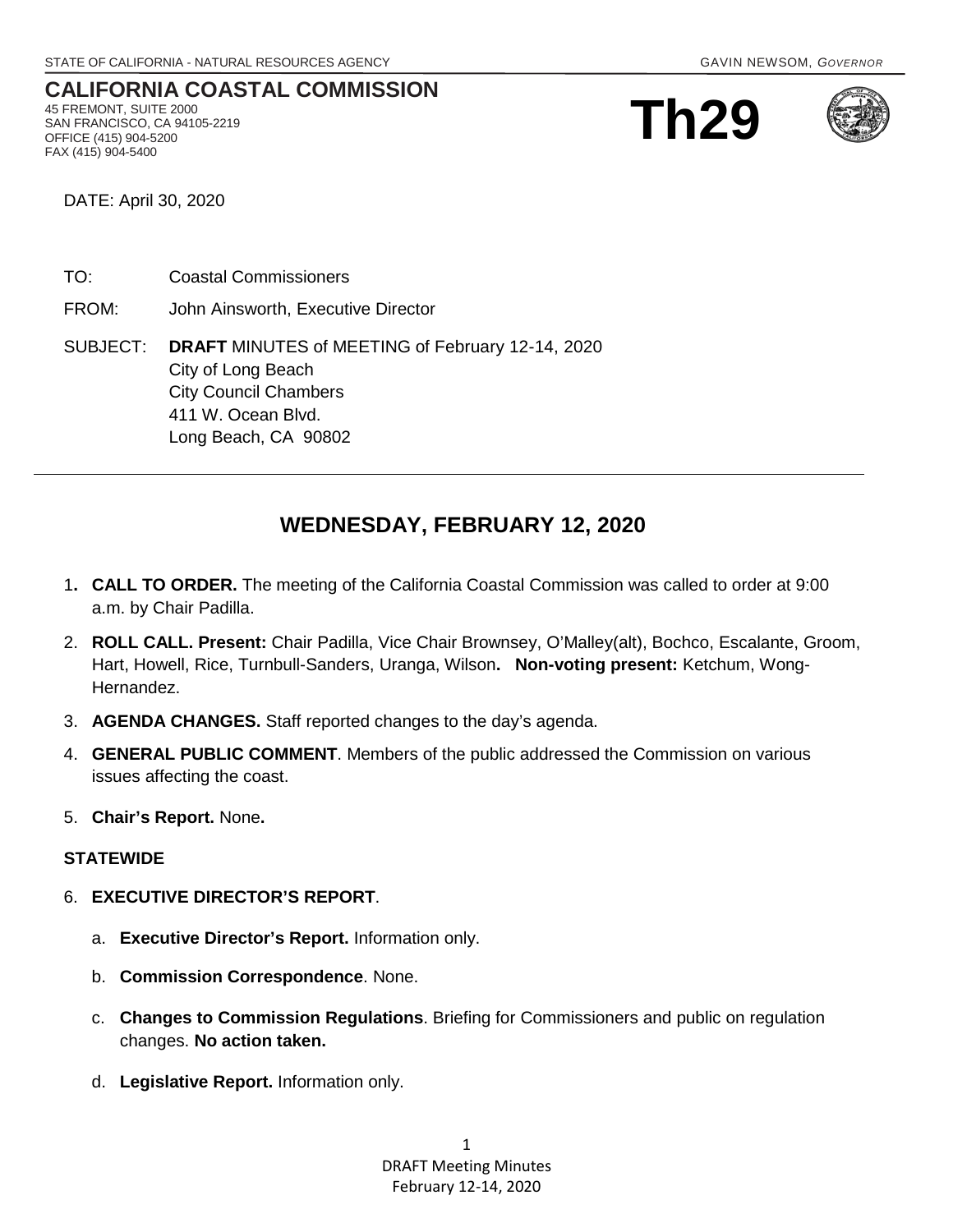STATE OF CALIFORNIA - NATURAL RESOURCES AGENCY GAVIN NEWSOM, *GOVERNOR*

**CALIFORNIA COASTAL COMMISSION**
45 FREMONT, SUITE 2000
SAN FRANCISCO, CA 94105-2219
OFFICE (415) 904-5200
FAX (415) 904-5400

# Th29

DATE: April 30, 2020

TO: Coastal Commissioners

FROM: John Ainsworth, Executive Director

SUBJECT: **DRAFT** MINUTES of MEETING of February 12-14, 2020
City of Long Beach
City Council Chambers
411 W. Ocean Blvd.
Long Beach, CA 90802

---

## WEDNESDAY, FEBRUARY 12, 2020

1. **CALL TO ORDER.** The meeting of the California Coastal Commission was called to order at 9:00 a.m. by Chair Padilla.
2. **ROLL CALL. Present:** Chair Padilla, Vice Chair Brownsey, O'Malley(alt), Bochco, Escalante, Groom, Hart, Howell, Rice, Turnbull-Sanders, Uranga, Wilson**. Non-voting present:** Ketchum, Wong-Hernandez.
3. **AGENDA CHANGES.** Staff reported changes to the day's agenda.
4. **GENERAL PUBLIC COMMENT**. Members of the public addressed the Commission on various issues affecting the coast.
5. **Chair's Report.** None**.**

**STATEWIDE**

6. **EXECUTIVE DIRECTOR'S REPORT**.
   a. **Executive Director's Report.** Information only.
   b. **Commission Correspondence**. None.
   c. **Changes to Commission Regulations**. Briefing for Commissioners and public on regulation changes. **No action taken.**
   d. **Legislative Report.** Information only.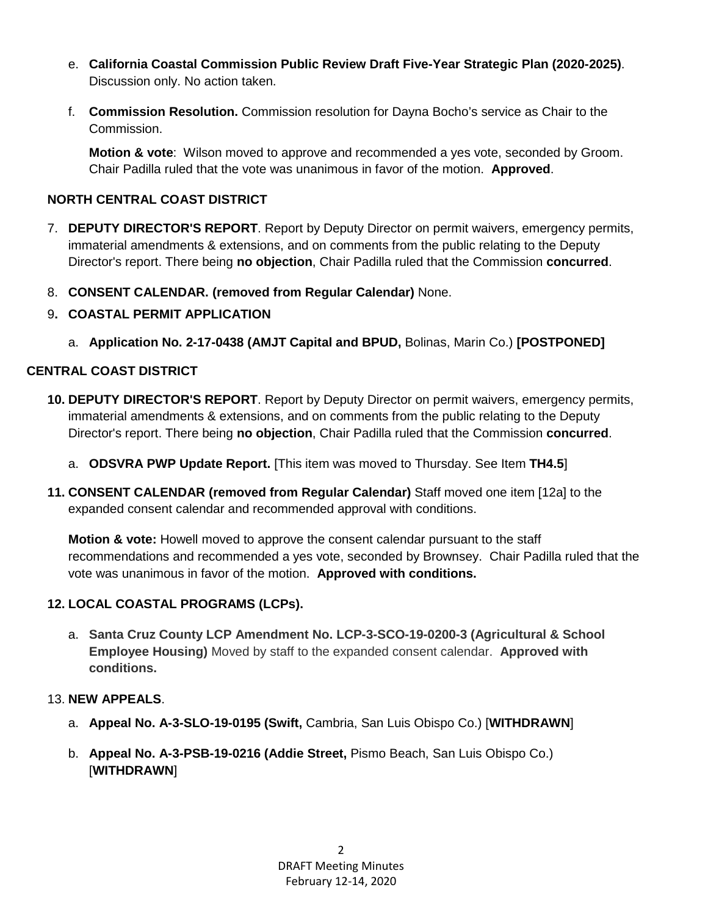e. **California Coastal Commission Public Review Draft Five-Year Strategic Plan (2020-2025)**. Discussion only. No action taken.

f. **Commission Resolution.** Commission resolution for Dayna Bocho's service as Chair to the Commission.

   **Motion & vote**: Wilson moved to approve and recommended a yes vote, seconded by Groom. Chair Padilla ruled that the vote was unanimous in favor of the motion. **Approved**.

## NORTH CENTRAL COAST DISTRICT

7. **DEPUTY DIRECTOR'S REPORT**. Report by Deputy Director on permit waivers, emergency permits, immaterial amendments & extensions, and on comments from the public relating to the Deputy Director's report. There being **no objection**, Chair Padilla ruled that the Commission **concurred**.

8. **CONSENT CALENDAR. (removed from Regular Calendar)** None.

9. **COASTAL PERMIT APPLICATION**

   a. **Application No. 2-17-0438 (AMJT Capital and BPUD,** Bolinas, Marin Co.) **[POSTPONED]**

## CENTRAL COAST DISTRICT

10. **DEPUTY DIRECTOR'S REPORT**. Report by Deputy Director on permit waivers, emergency permits, immaterial amendments & extensions, and on comments from the public relating to the Deputy Director's report. There being **no objection**, Chair Padilla ruled that the Commission **concurred**.

    a. **ODSVRA PWP Update Report.** [This item was moved to Thursday. See Item **TH4.5**]

11. **CONSENT CALENDAR (removed from Regular Calendar)** Staff moved one item [12a] to the expanded consent calendar and recommended approval with conditions.

    **Motion & vote:** Howell moved to approve the consent calendar pursuant to the staff recommendations and recommended a yes vote, seconded by Brownsey. Chair Padilla ruled that the vote was unanimous in favor of the motion. **Approved with conditions.**

12. **LOCAL COASTAL PROGRAMS (LCPs).**

    a. **Santa Cruz County LCP Amendment No. LCP-3-SCO-19-0200-3 (Agricultural & School Employee Housing)** Moved by staff to the expanded consent calendar. **Approved with conditions.**

13. **NEW APPEALS**.

    a. **Appeal No. A-3-SLO-19-0195 (Swift,** Cambria, San Luis Obispo Co.) [**WITHDRAWN**]

    b. **Appeal No. A-3-PSB-19-0216 (Addie Street,** Pismo Beach, San Luis Obispo Co.) [**WITHDRAWN**]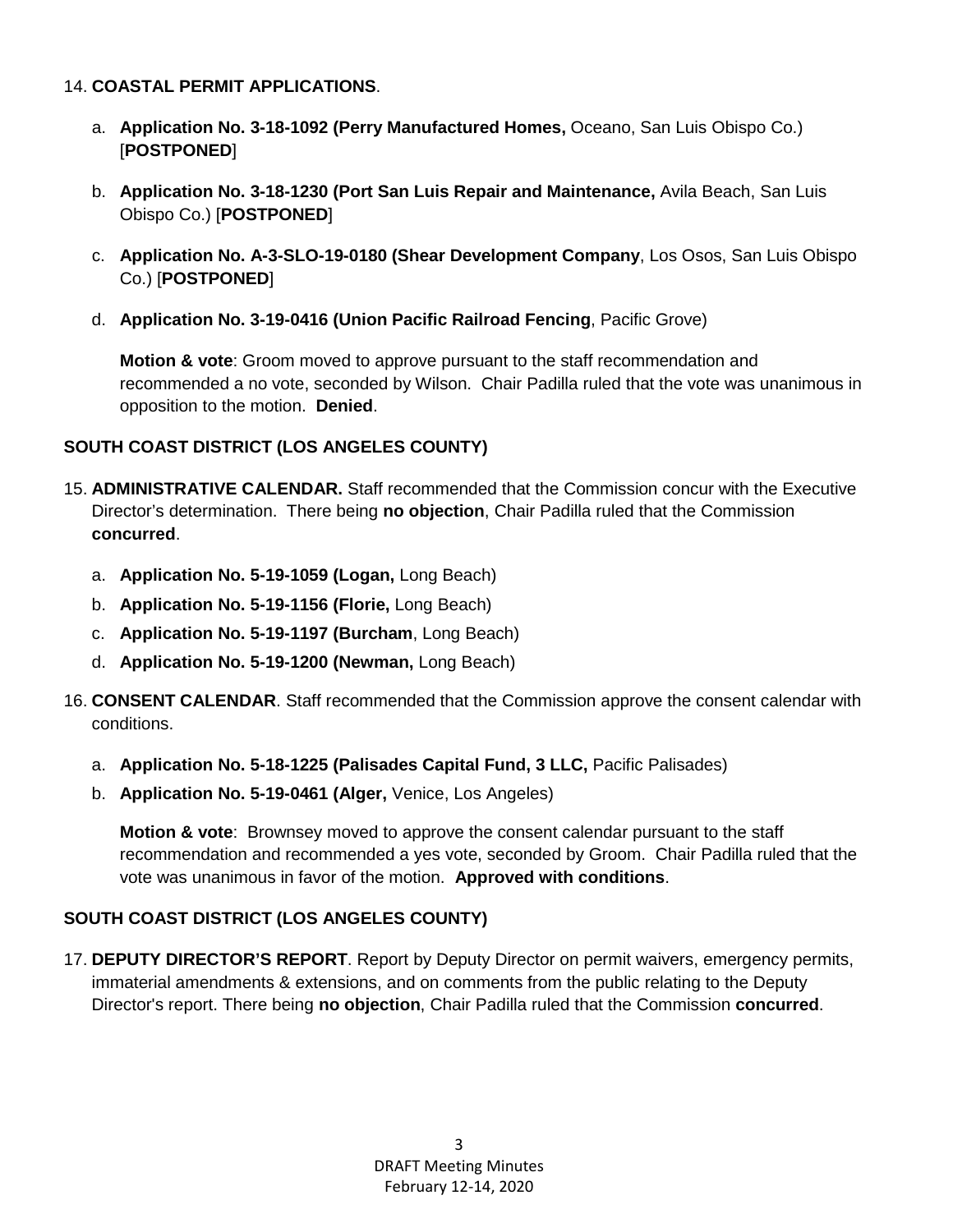14. **COASTAL PERMIT APPLICATIONS**.

    a. **Application No. 3-18-1092 (Perry Manufactured Homes,** Oceano, San Luis Obispo Co.) [**POSTPONED**]

    b. **Application No. 3-18-1230 (Port San Luis Repair and Maintenance,** Avila Beach, San Luis Obispo Co.) [**POSTPONED**]

    c. **Application No. A-3-SLO-19-0180 (Shear Development Company**, Los Osos, San Luis Obispo Co.) [**POSTPONED**]

    d. **Application No. 3-19-0416 (Union Pacific Railroad Fencing**, Pacific Grove)

    **Motion & vote**: Groom moved to approve pursuant to the staff recommendation and recommended a no vote, seconded by Wilson. Chair Padilla ruled that the vote was unanimous in opposition to the motion. **Denied**.

**SOUTH COAST DISTRICT (LOS ANGELES COUNTY)**

15. **ADMINISTRATIVE CALENDAR.** Staff recommended that the Commission concur with the Executive Director's determination. There being **no objection**, Chair Padilla ruled that the Commission **concurred**.

    a. **Application No. 5-19-1059 (Logan,** Long Beach)
    b. **Application No. 5-19-1156 (Florie,** Long Beach)
    c. **Application No. 5-19-1197 (Burcham**, Long Beach)
    d. **Application No. 5-19-1200 (Newman,** Long Beach)

16. **CONSENT CALENDAR**. Staff recommended that the Commission approve the consent calendar with conditions.

    a. **Application No. 5-18-1225 (Palisades Capital Fund, 3 LLC,** Pacific Palisades)
    b. **Application No. 5-19-0461 (Alger,** Venice, Los Angeles)

    **Motion & vote**: Brownsey moved to approve the consent calendar pursuant to the staff recommendation and recommended a yes vote, seconded by Groom. Chair Padilla ruled that the vote was unanimous in favor of the motion. **Approved with conditions**.

**SOUTH COAST DISTRICT (LOS ANGELES COUNTY)**

17. **DEPUTY DIRECTOR'S REPORT**. Report by Deputy Director on permit waivers, emergency permits, immaterial amendments & extensions, and on comments from the public relating to the Deputy Director's report. There being **no objection**, Chair Padilla ruled that the Commission **concurred**.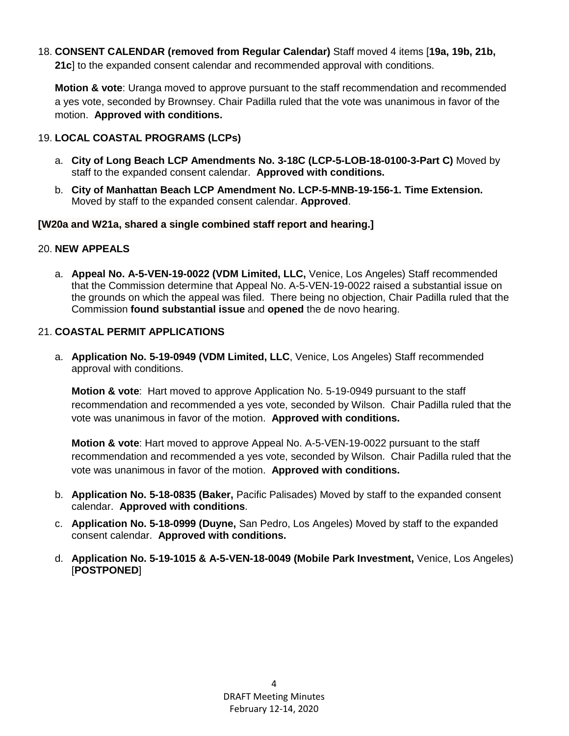18. **CONSENT CALENDAR (removed from Regular Calendar)** Staff moved 4 items [**19a, 19b, 21b, 21c**] to the expanded consent calendar and recommended approval with conditions.

    **Motion & vote**: Uranga moved to approve pursuant to the staff recommendation and recommended a yes vote, seconded by Brownsey. Chair Padilla ruled that the vote was unanimous in favor of the motion. **Approved with conditions.**

19. **LOCAL COASTAL PROGRAMS (LCPs)**

    a. **City of Long Beach LCP Amendments No. 3-18C (LCP-5-LOB-18-0100-3-Part C)** Moved by staff to the expanded consent calendar. **Approved with conditions.**

    b. **City of Manhattan Beach LCP Amendment No. LCP-5-MNB-19-156-1. Time Extension.** Moved by staff to the expanded consent calendar. **Approved**.

**[W20a and W21a, shared a single combined staff report and hearing.]**

20. **NEW APPEALS**

    a. **Appeal No. A-5-VEN-19-0022 (VDM Limited, LLC,** Venice, Los Angeles) Staff recommended that the Commission determine that Appeal No. A-5-VEN-19-0022 raised a substantial issue on the grounds on which the appeal was filed. There being no objection, Chair Padilla ruled that the Commission **found substantial issue** and **opened** the de novo hearing.

21. **COASTAL PERMIT APPLICATIONS**

    a. **Application No. 5-19-0949 (VDM Limited, LLC**, Venice, Los Angeles) Staff recommended approval with conditions.

       **Motion & vote**: Hart moved to approve Application No. 5-19-0949 pursuant to the staff recommendation and recommended a yes vote, seconded by Wilson. Chair Padilla ruled that the vote was unanimous in favor of the motion. **Approved with conditions.**

       **Motion & vote**: Hart moved to approve Appeal No. A-5-VEN-19-0022 pursuant to the staff recommendation and recommended a yes vote, seconded by Wilson. Chair Padilla ruled that the vote was unanimous in favor of the motion. **Approved with conditions.**

    b. **Application No. 5-18-0835 (Baker,** Pacific Palisades) Moved by staff to the expanded consent calendar. **Approved with conditions**.

    c. **Application No. 5-18-0999 (Duyne,** San Pedro, Los Angeles) Moved by staff to the expanded consent calendar. **Approved with conditions.**

    d. **Application No. 5-19-1015 & A-5-VEN-18-0049 (Mobile Park Investment,** Venice, Los Angeles) [**POSTPONED**]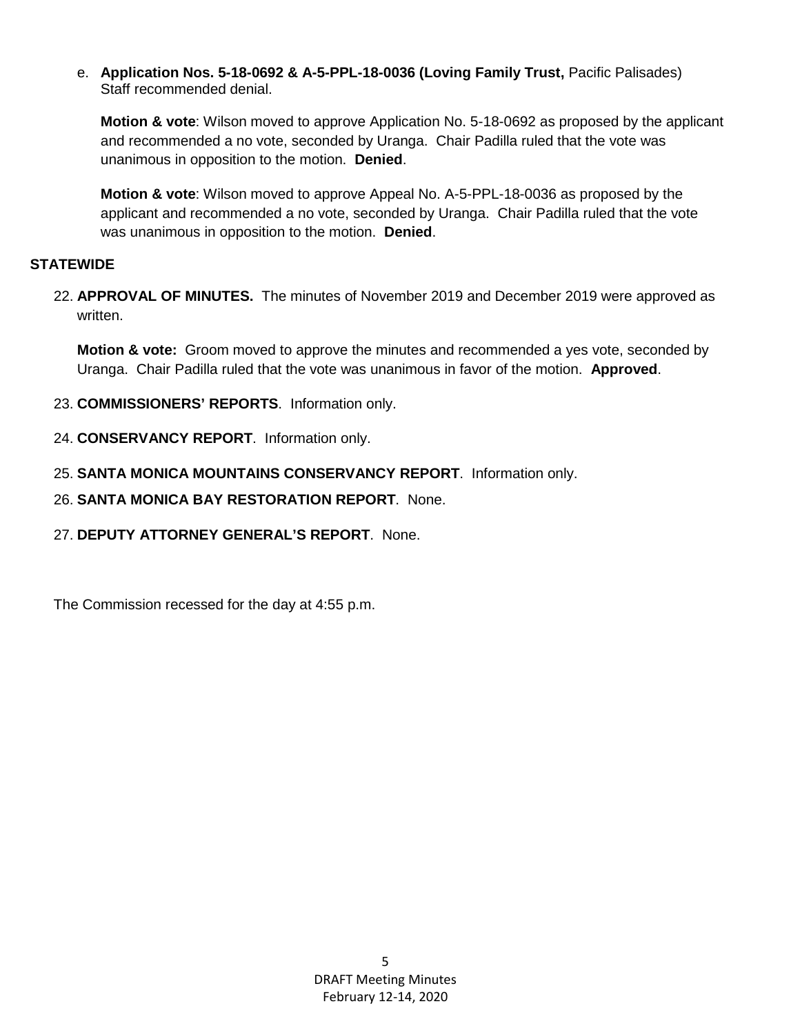e. **Application Nos. 5-18-0692 & A-5-PPL-18-0036 (Loving Family Trust,** Pacific Palisades)
Staff recommended denial.

**Motion & vote**: Wilson moved to approve Application No. 5-18-0692 as proposed by the applicant and recommended a no vote, seconded by Uranga. Chair Padilla ruled that the vote was unanimous in opposition to the motion. **Denied**.

**Motion & vote**: Wilson moved to approve Appeal No. A-5-PPL-18-0036 as proposed by the applicant and recommended a no vote, seconded by Uranga. Chair Padilla ruled that the vote was unanimous in opposition to the motion. **Denied**.

**STATEWIDE**

22. **APPROVAL OF MINUTES.** The minutes of November 2019 and December 2019 were approved as written.

    **Motion & vote:** Groom moved to approve the minutes and recommended a yes vote, seconded by Uranga. Chair Padilla ruled that the vote was unanimous in favor of the motion. **Approved**.

23. **COMMISSIONERS' REPORTS**. Information only.

24. **CONSERVANCY REPORT**. Information only.

25. **SANTA MONICA MOUNTAINS CONSERVANCY REPORT**. Information only.

26. **SANTA MONICA BAY RESTORATION REPORT**. None.

27. **DEPUTY ATTORNEY GENERAL'S REPORT**. None.

The Commission recessed for the day at 4:55 p.m.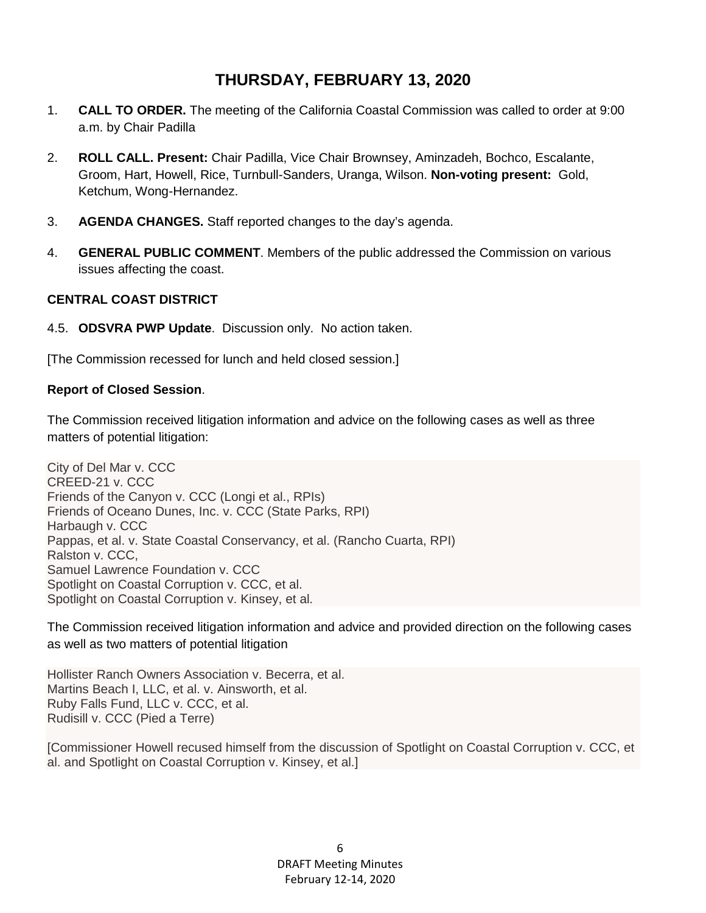# THURSDAY, FEBRUARY 13, 2020

1. **CALL TO ORDER.** The meeting of the California Coastal Commission was called to order at 9:00 a.m. by Chair Padilla

2. **ROLL CALL. Present:** Chair Padilla, Vice Chair Brownsey, Aminzadeh, Bochco, Escalante, Groom, Hart, Howell, Rice, Turnbull-Sanders, Uranga, Wilson. **Non-voting present:** Gold, Ketchum, Wong-Hernandez.

3. **AGENDA CHANGES.** Staff reported changes to the day's agenda.

4. **GENERAL PUBLIC COMMENT**. Members of the public addressed the Commission on various issues affecting the coast.

**CENTRAL COAST DISTRICT**

4.5. **ODSVRA PWP Update**. Discussion only. No action taken.

[The Commission recessed for lunch and held closed session.]

**Report of Closed Session**.

The Commission received litigation information and advice on the following cases as well as three matters of potential litigation:

City of Del Mar v. CCC
CREED-21 v. CCC
Friends of the Canyon v. CCC (Longi et al., RPIs)
Friends of Oceano Dunes, Inc. v. CCC (State Parks, RPI)
Harbaugh v. CCC
Pappas, et al. v. State Coastal Conservancy, et al. (Rancho Cuarta, RPI)
Ralston v. CCC,
Samuel Lawrence Foundation v. CCC
Spotlight on Coastal Corruption v. CCC, et al.
Spotlight on Coastal Corruption v. Kinsey, et al.

The Commission received litigation information and advice and provided direction on the following cases as well as two matters of potential litigation

Hollister Ranch Owners Association v. Becerra, et al.
Martins Beach I, LLC, et al. v. Ainsworth, et al.
Ruby Falls Fund, LLC v. CCC, et al.
Rudisill v. CCC (Pied a Terre)

[Commissioner Howell recused himself from the discussion of Spotlight on Coastal Corruption v. CCC, et al. and Spotlight on Coastal Corruption v. Kinsey, et al.]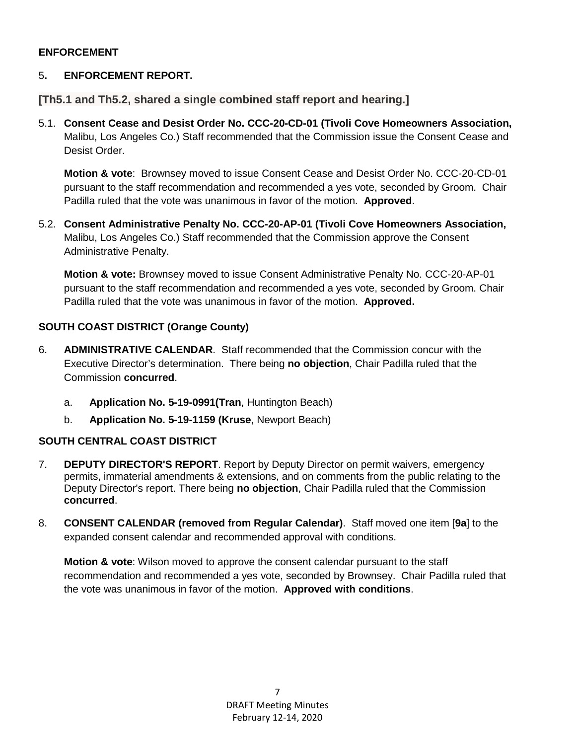**ENFORCEMENT**

5. **ENFORCEMENT REPORT.**

**[Th5.1 and Th5.2, shared a single combined staff report and hearing.]**

5.1. **Consent Cease and Desist Order No. CCC-20-CD-01 (Tivoli Cove Homeowners Association,** Malibu, Los Angeles Co.) Staff recommended that the Commission issue the Consent Cease and Desist Order.

**Motion & vote**: Brownsey moved to issue Consent Cease and Desist Order No. CCC-20-CD-01 pursuant to the staff recommendation and recommended a yes vote, seconded by Groom. Chair Padilla ruled that the vote was unanimous in favor of the motion. **Approved**.

5.2. **Consent Administrative Penalty No. CCC-20-AP-01 (Tivoli Cove Homeowners Association,** Malibu, Los Angeles Co.) Staff recommended that the Commission approve the Consent Administrative Penalty.

**Motion & vote:** Brownsey moved to issue Consent Administrative Penalty No. CCC-20-AP-01 pursuant to the staff recommendation and recommended a yes vote, seconded by Groom. Chair Padilla ruled that the vote was unanimous in favor of the motion. **Approved.**

**SOUTH COAST DISTRICT (Orange County)**

6. **ADMINISTRATIVE CALENDAR**. Staff recommended that the Commission concur with the Executive Director's determination. There being **no objection**, Chair Padilla ruled that the Commission **concurred**.

   a. **Application No. 5-19-0991(Tran**, Huntington Beach)

   b. **Application No. 5-19-1159 (Kruse**, Newport Beach)

**SOUTH CENTRAL COAST DISTRICT**

7. **DEPUTY DIRECTOR'S REPORT**. Report by Deputy Director on permit waivers, emergency permits, immaterial amendments & extensions, and on comments from the public relating to the Deputy Director's report. There being **no objection**, Chair Padilla ruled that the Commission **concurred**.

8. **CONSENT CALENDAR (removed from Regular Calendar)**. Staff moved one item [**9a**] to the expanded consent calendar and recommended approval with conditions.

**Motion & vote**: Wilson moved to approve the consent calendar pursuant to the staff recommendation and recommended a yes vote, seconded by Brownsey. Chair Padilla ruled that the vote was unanimous in favor of the motion. **Approved with conditions**.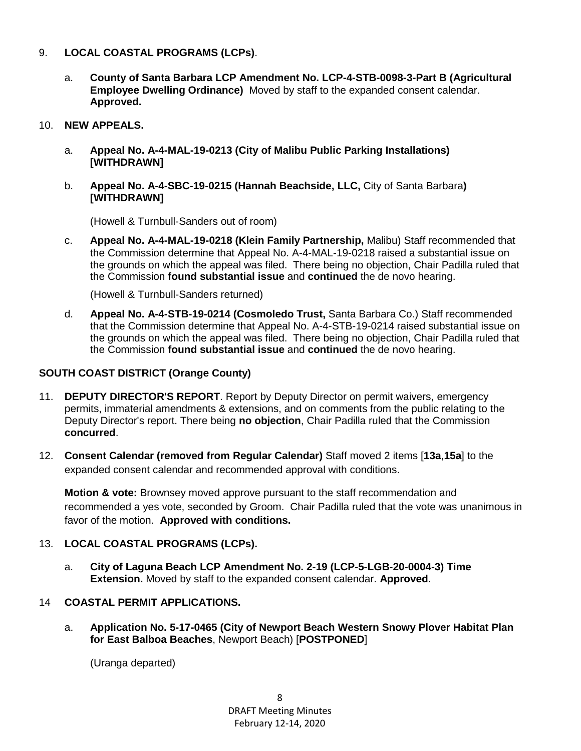9. **LOCAL COASTAL PROGRAMS (LCPs)**.

   a. **County of Santa Barbara LCP Amendment No. LCP-4-STB-0098-3-Part B (Agricultural Employee Dwelling Ordinance)** Moved by staff to the expanded consent calendar. **Approved.**

10. **NEW APPEALS.**

    a. **Appeal No. A-4-MAL-19-0213 (City of Malibu Public Parking Installations) [WITHDRAWN]**

    b. **Appeal No. A-4-SBC-19-0215 (Hannah Beachside, LLC,** City of Santa Barbara**) [WITHDRAWN]**

    (Howell & Turnbull-Sanders out of room)

    c. **Appeal No. A-4-MAL-19-0218 (Klein Family Partnership,** Malibu) Staff recommended that the Commission determine that Appeal No. A-4-MAL-19-0218 raised a substantial issue on the grounds on which the appeal was filed. There being no objection, Chair Padilla ruled that the Commission **found substantial issue** and **continued** the de novo hearing.

    (Howell & Turnbull-Sanders returned)

    d. **Appeal No. A-4-STB-19-0214 (Cosmoledo Trust,** Santa Barbara Co.) Staff recommended that the Commission determine that Appeal No. A-4-STB-19-0214 raised substantial issue on the grounds on which the appeal was filed. There being no objection, Chair Padilla ruled that the Commission **found substantial issue** and **continued** the de novo hearing.

## SOUTH COAST DISTRICT (Orange County)

11. **DEPUTY DIRECTOR'S REPORT**. Report by Deputy Director on permit waivers, emergency permits, immaterial amendments & extensions, and on comments from the public relating to the Deputy Director's report. There being **no objection**, Chair Padilla ruled that the Commission **concurred**.

12. **Consent Calendar (removed from Regular Calendar)** Staff moved 2 items [**13a**,**15a**] to the expanded consent calendar and recommended approval with conditions.

    **Motion & vote:** Brownsey moved approve pursuant to the staff recommendation and recommended a yes vote, seconded by Groom. Chair Padilla ruled that the vote was unanimous in favor of the motion. **Approved with conditions.**

13. **LOCAL COASTAL PROGRAMS (LCPs).**

    a. **City of Laguna Beach LCP Amendment No. 2-19 (LCP-5-LGB-20-0004-3) Time Extension.** Moved by staff to the expanded consent calendar. **Approved**.

14 **COASTAL PERMIT APPLICATIONS.**

   a. **Application No. 5-17-0465 (City of Newport Beach Western Snowy Plover Habitat Plan for East Balboa Beaches**, Newport Beach) [**POSTPONED**]

   (Uranga departed)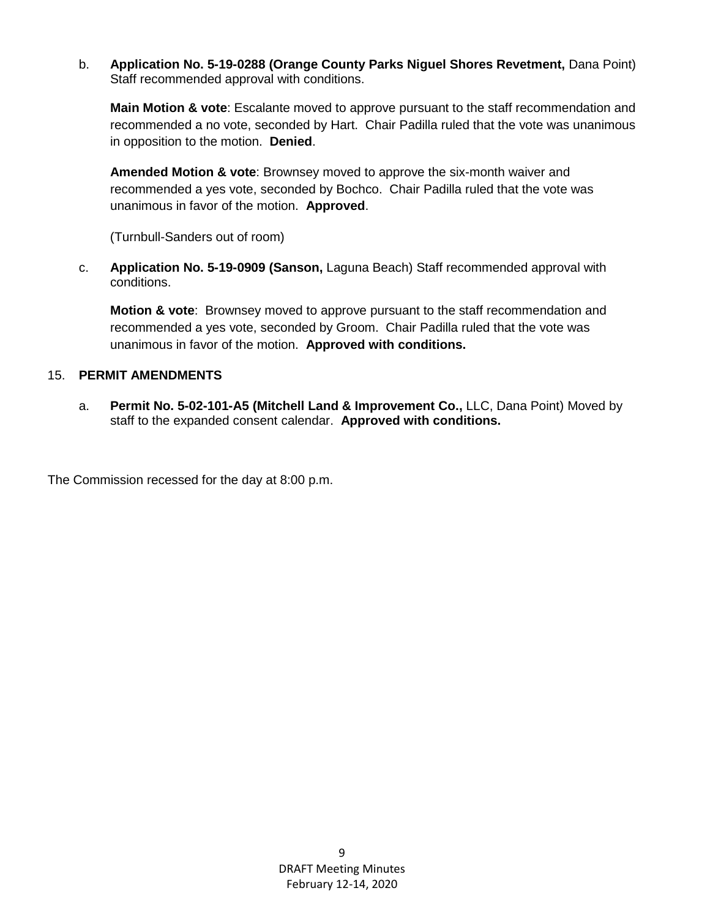b. **Application No. 5-19-0288 (Orange County Parks Niguel Shores Revetment,** Dana Point) Staff recommended approval with conditions.

**Main Motion & vote**: Escalante moved to approve pursuant to the staff recommendation and recommended a no vote, seconded by Hart. Chair Padilla ruled that the vote was unanimous in opposition to the motion. **Denied**.

**Amended Motion & vote**: Brownsey moved to approve the six-month waiver and recommended a yes vote, seconded by Bochco. Chair Padilla ruled that the vote was unanimous in favor of the motion. **Approved**.

(Turnbull-Sanders out of room)

c. **Application No. 5-19-0909 (Sanson,** Laguna Beach) Staff recommended approval with conditions.

**Motion & vote**: Brownsey moved to approve pursuant to the staff recommendation and recommended a yes vote, seconded by Groom. Chair Padilla ruled that the vote was unanimous in favor of the motion. **Approved with conditions.**

15. **PERMIT AMENDMENTS**

a. **Permit No. 5-02-101-A5 (Mitchell Land & Improvement Co.,** LLC, Dana Point) Moved by staff to the expanded consent calendar. **Approved with conditions.**

The Commission recessed for the day at 8:00 p.m.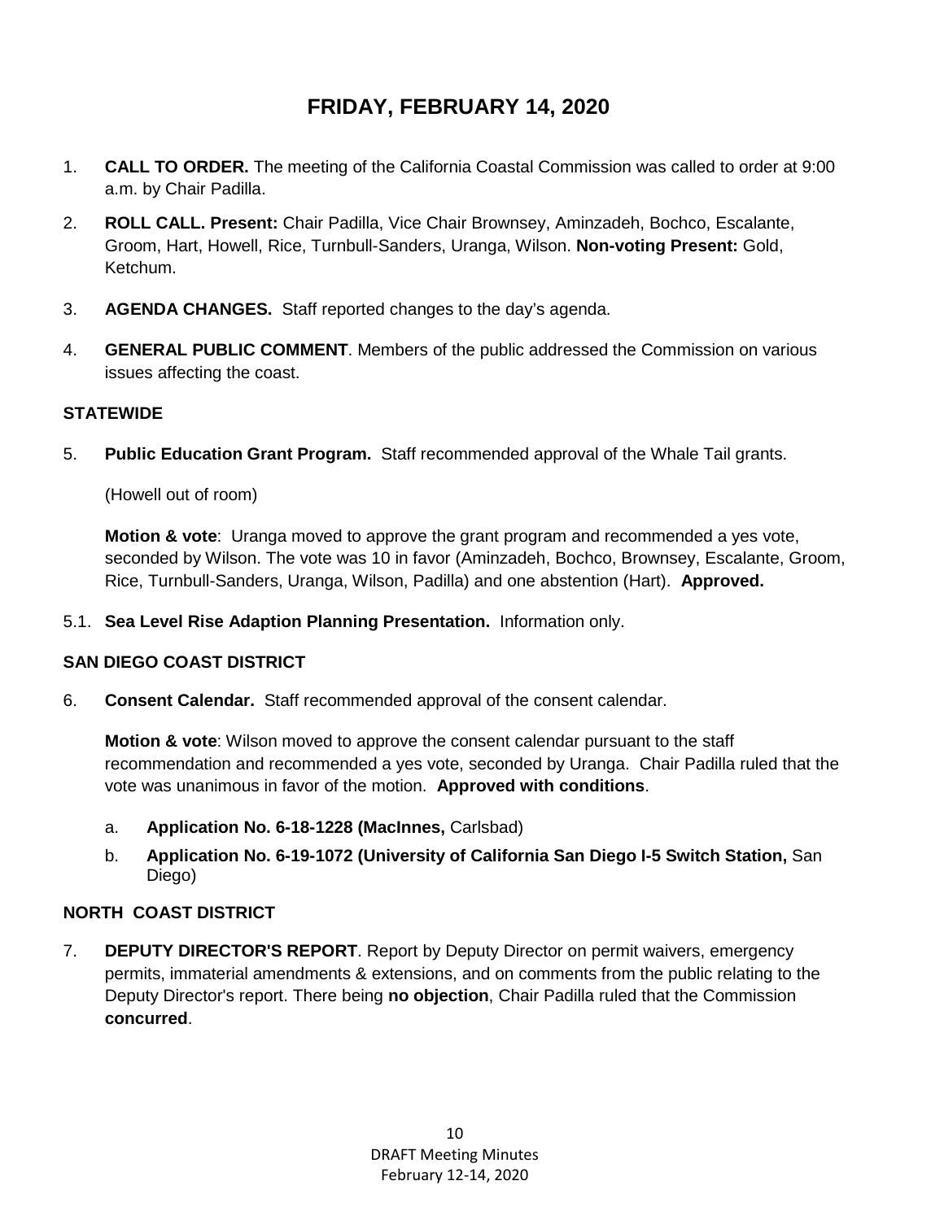# FRIDAY, FEBRUARY 14, 2020

1. **CALL TO ORDER.** The meeting of the California Coastal Commission was called to order at 9:00 a.m. by Chair Padilla.

2. **ROLL CALL. Present:** Chair Padilla, Vice Chair Brownsey, Aminzadeh, Bochco, Escalante, Groom, Hart, Howell, Rice, Turnbull-Sanders, Uranga, Wilson. **Non-voting Present:** Gold, Ketchum.

3. **AGENDA CHANGES.** Staff reported changes to the day's agenda.

4. **GENERAL PUBLIC COMMENT**. Members of the public addressed the Commission on various issues affecting the coast.

**STATEWIDE**

5. **Public Education Grant Program.** Staff recommended approval of the Whale Tail grants.

   (Howell out of room)

   **Motion & vote**: Uranga moved to approve the grant program and recommended a yes vote, seconded by Wilson. The vote was 10 in favor (Aminzadeh, Bochco, Brownsey, Escalante, Groom, Rice, Turnbull-Sanders, Uranga, Wilson, Padilla) and one abstention (Hart). **Approved.**

5.1. **Sea Level Rise Adaption Planning Presentation.** Information only.

**SAN DIEGO COAST DISTRICT**

6. **Consent Calendar.** Staff recommended approval of the consent calendar.

   **Motion & vote**: Wilson moved to approve the consent calendar pursuant to the staff recommendation and recommended a yes vote, seconded by Uranga. Chair Padilla ruled that the vote was unanimous in favor of the motion. **Approved with conditions**.

   a. **Application No. 6-18-1228 (MacInnes,** Carlsbad)

   b. **Application No. 6-19-1072 (University of California San Diego I-5 Switch Station,** San Diego)

**NORTH COAST DISTRICT**

7. **DEPUTY DIRECTOR'S REPORT**. Report by Deputy Director on permit waivers, emergency permits, immaterial amendments & extensions, and on comments from the public relating to the Deputy Director's report. There being **no objection**, Chair Padilla ruled that the Commission **concurred**.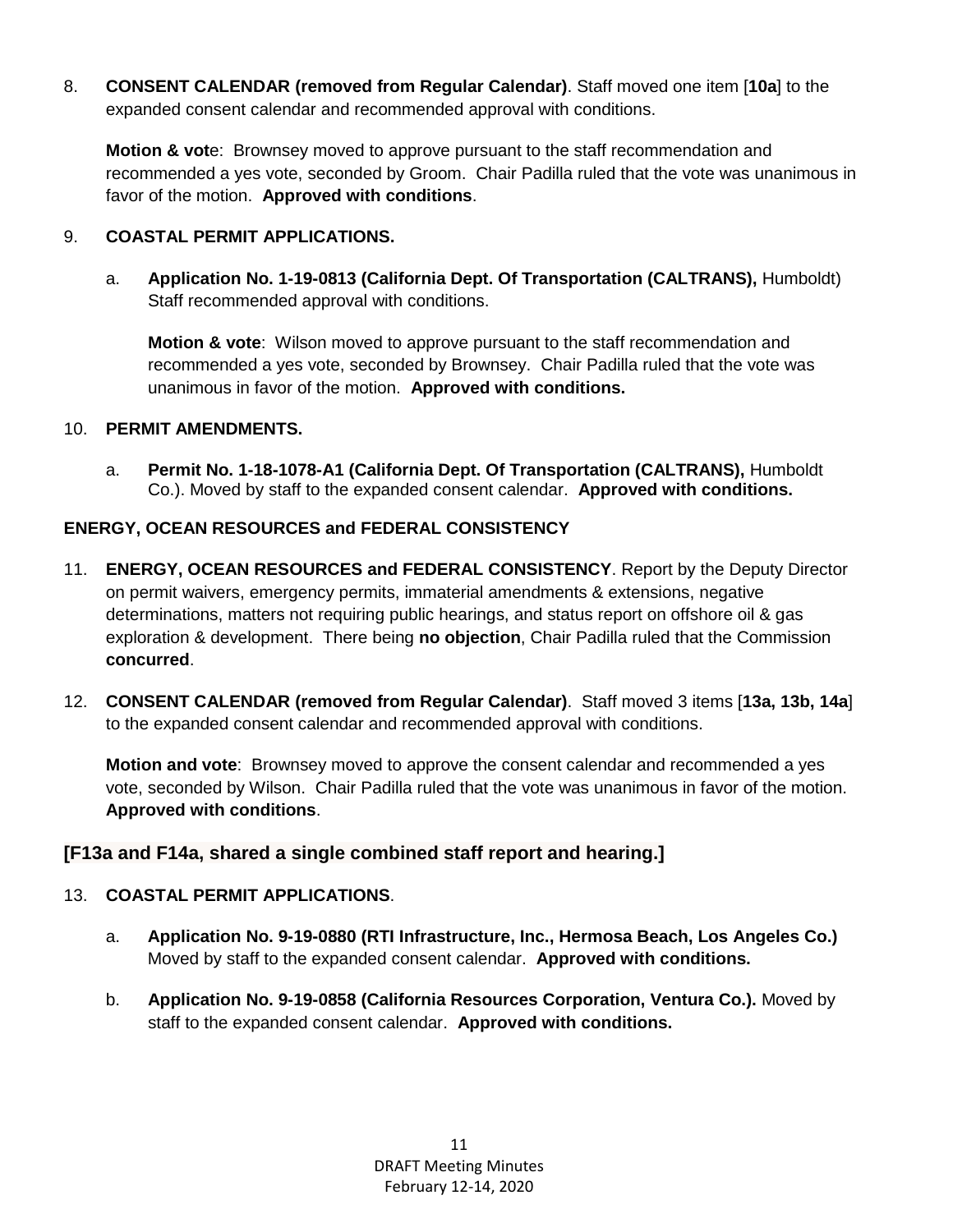8. **CONSENT CALENDAR (removed from Regular Calendar)**. Staff moved one item [**10a**] to the expanded consent calendar and recommended approval with conditions.

   **Motion & vot**e: Brownsey moved to approve pursuant to the staff recommendation and recommended a yes vote, seconded by Groom. Chair Padilla ruled that the vote was unanimous in favor of the motion. **Approved with conditions**.

9. **COASTAL PERMIT APPLICATIONS.**

   a. **Application No. 1-19-0813 (California Dept. Of Transportation (CALTRANS),** Humboldt) Staff recommended approval with conditions.

      **Motion & vote**: Wilson moved to approve pursuant to the staff recommendation and recommended a yes vote, seconded by Brownsey. Chair Padilla ruled that the vote was unanimous in favor of the motion. **Approved with conditions.**

10. **PERMIT AMENDMENTS.**

    a. **Permit No. 1-18-1078-A1 (California Dept. Of Transportation (CALTRANS),** Humboldt Co.). Moved by staff to the expanded consent calendar. **Approved with conditions.**

**ENERGY, OCEAN RESOURCES and FEDERAL CONSISTENCY**

11. **ENERGY, OCEAN RESOURCES and FEDERAL CONSISTENCY**. Report by the Deputy Director on permit waivers, emergency permits, immaterial amendments & extensions, negative determinations, matters not requiring public hearings, and status report on offshore oil & gas exploration & development. There being **no objection**, Chair Padilla ruled that the Commission **concurred**.

12. **CONSENT CALENDAR (removed from Regular Calendar)**. Staff moved 3 items [**13a, 13b, 14a**] to the expanded consent calendar and recommended approval with conditions.

    **Motion and vote**: Brownsey moved to approve the consent calendar and recommended a yes vote, seconded by Wilson. Chair Padilla ruled that the vote was unanimous in favor of the motion. **Approved with conditions**.

### [F13a and F14a, shared a single combined staff report and hearing.]

13. **COASTAL PERMIT APPLICATIONS**.

    a. **Application No. 9-19-0880 (RTI Infrastructure, Inc., Hermosa Beach, Los Angeles Co.)** Moved by staff to the expanded consent calendar. **Approved with conditions.**

    b. **Application No. 9-19-0858 (California Resources Corporation, Ventura Co.).** Moved by staff to the expanded consent calendar. **Approved with conditions.**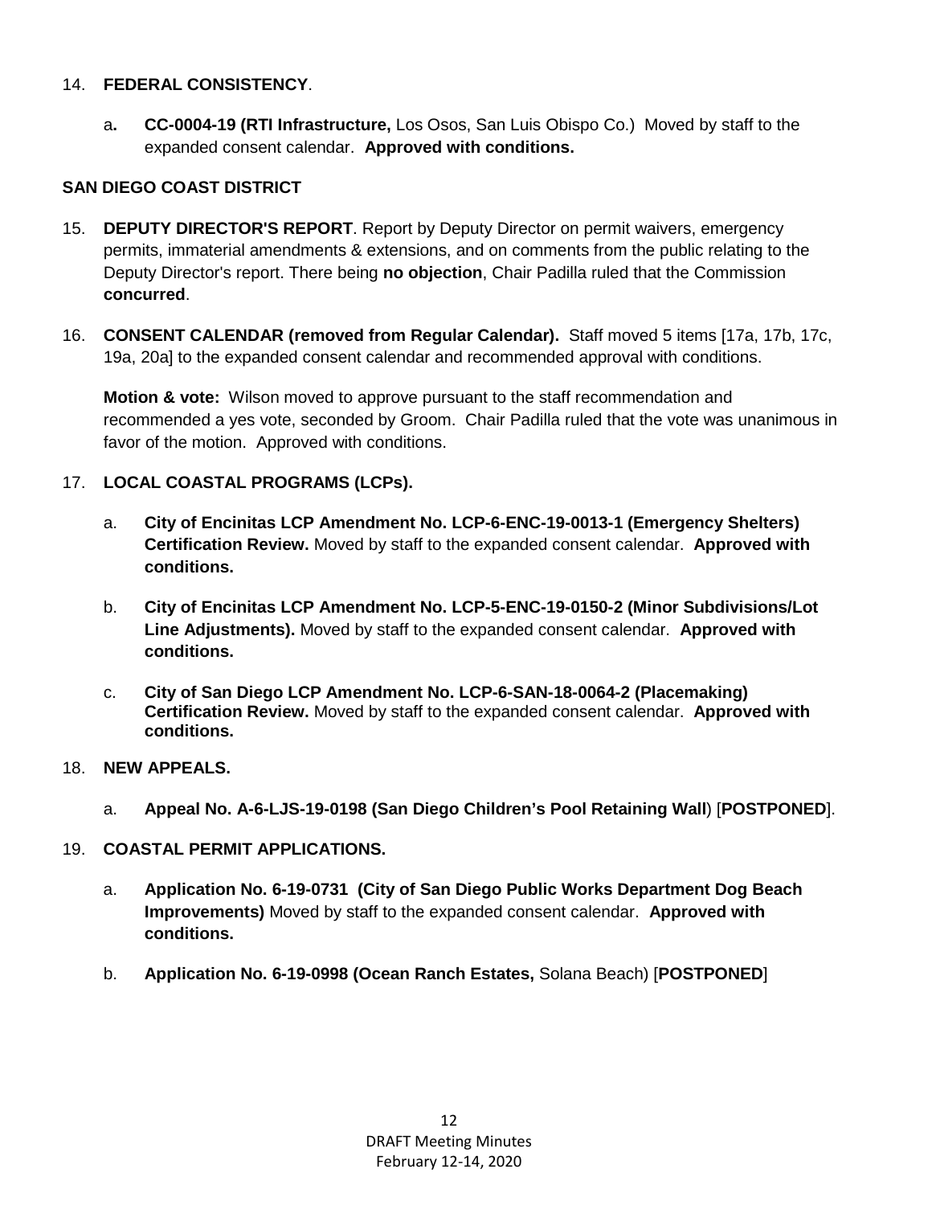14. **FEDERAL CONSISTENCY**.

    a**.** **CC-0004-19 (RTI Infrastructure,** Los Osos, San Luis Obispo Co.) Moved by staff to the expanded consent calendar. **Approved with conditions.**

**SAN DIEGO COAST DISTRICT**

15. **DEPUTY DIRECTOR'S REPORT**. Report by Deputy Director on permit waivers, emergency permits, immaterial amendments & extensions, and on comments from the public relating to the Deputy Director's report. There being **no objection**, Chair Padilla ruled that the Commission **concurred**.

16. **CONSENT CALENDAR (removed from Regular Calendar).** Staff moved 5 items [17a, 17b, 17c, 19a, 20a] to the expanded consent calendar and recommended approval with conditions.

    **Motion & vote:** Wilson moved to approve pursuant to the staff recommendation and recommended a yes vote, seconded by Groom. Chair Padilla ruled that the vote was unanimous in favor of the motion. Approved with conditions.

17. **LOCAL COASTAL PROGRAMS (LCPs).**

    a. **City of Encinitas LCP Amendment No. LCP-6-ENC-19-0013-1 (Emergency Shelters) Certification Review.** Moved by staff to the expanded consent calendar. **Approved with conditions.**

    b. **City of Encinitas LCP Amendment No. LCP-5-ENC-19-0150-2 (Minor Subdivisions/Lot Line Adjustments).** Moved by staff to the expanded consent calendar. **Approved with conditions.**

    c. **City of San Diego LCP Amendment No. LCP-6-SAN-18-0064-2 (Placemaking) Certification Review.** Moved by staff to the expanded consent calendar. **Approved with conditions.**

18. **NEW APPEALS.**

    a. **Appeal No. A-6-LJS-19-0198 (San Diego Children's Pool Retaining Wall**) [**POSTPONED**].

19. **COASTAL PERMIT APPLICATIONS.**

    a. **Application No. 6-19-0731 (City of San Diego Public Works Department Dog Beach Improvements)** Moved by staff to the expanded consent calendar. **Approved with conditions.**

    b. **Application No. 6-19-0998 (Ocean Ranch Estates,** Solana Beach) [**POSTPONED**]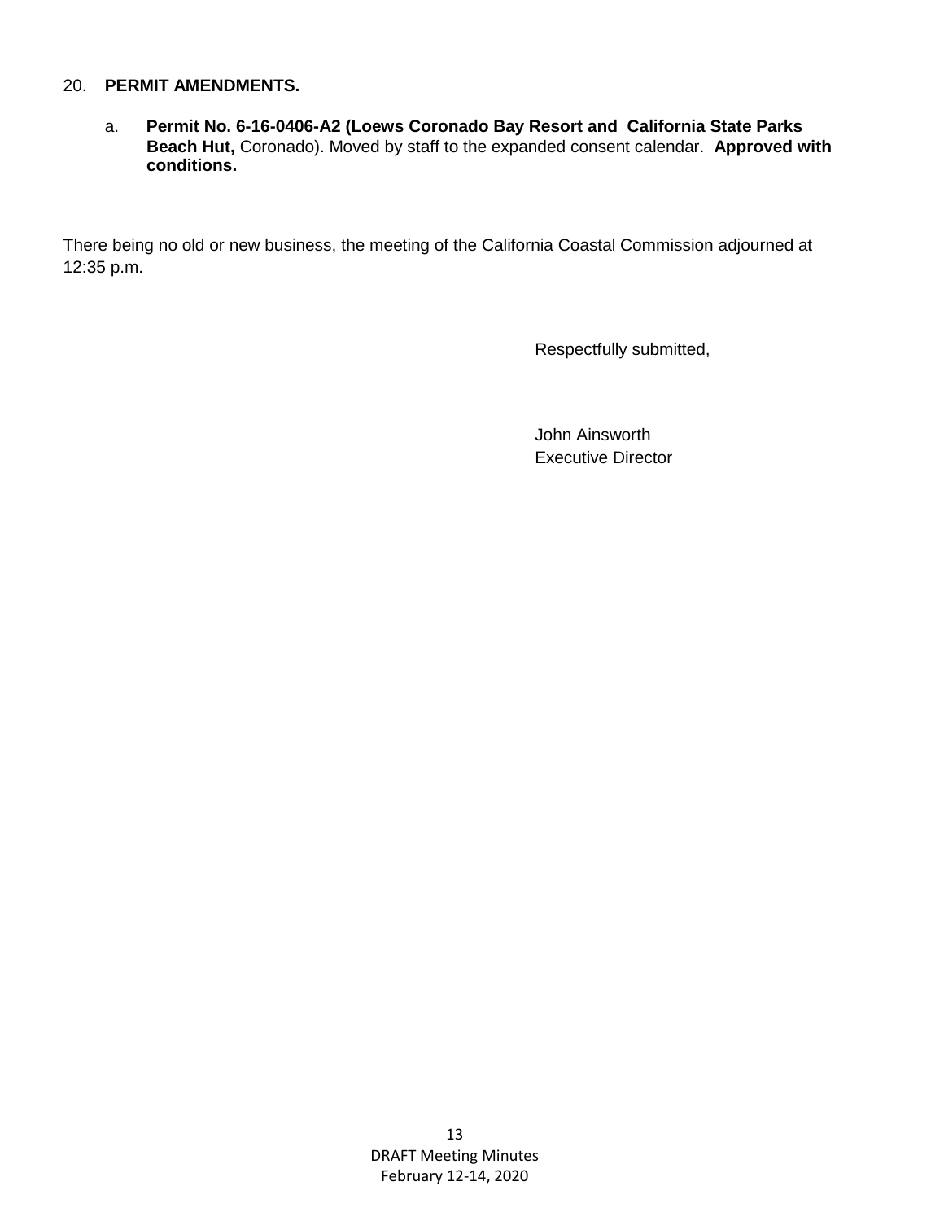20. **PERMIT AMENDMENTS.**

a. **Permit No. 6-16-0406-A2 (Loews Coronado Bay Resort and California State Parks Beach Hut,** Coronado). Moved by staff to the expanded consent calendar. **Approved with conditions.**

There being no old or new business, the meeting of the California Coastal Commission adjourned at 12:35 p.m.

Respectfully submitted,

John Ainsworth
Executive Director